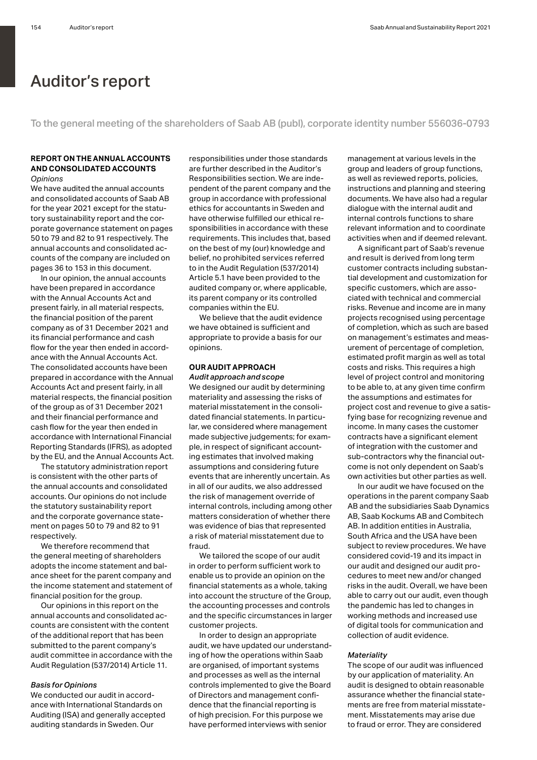# Auditor's report

To the general meeting of the shareholders of Saab AB (publ), corporate identity number 556036-0793

## REPORT ON THE ANNUAL ACCOUNTS AND CONSOLIDATED ACCOUNTS

*Opinions*

We have audited the annual accounts and consolidated accounts of Saab AB for the year 2021 except for the statutory sustainability report and the corporate governance statement on pages 50 to 79 and 82 to 91 respectively. The annual accounts and consolidated accounts of the company are included on pages 36 to 153 in this document.

In our opinion, the annual accounts have been prepared in accordance with the Annual Accounts Act and present fairly, in all material respects, the financial position of the parent company as of 31 December 2021 and its financial performance and cash flow for the year then ended in accordance with the Annual Accounts Act. The consolidated accounts have been prepared in accordance with the Annual Accounts Act and present fairly, in all material respects, the financial position of the group as of 31 December 2021 and their financial performance and cash flow for the year then ended in accordance with International Financial Reporting Standards (IFRS), as adopted by the EU, and the Annual Accounts Act.

The statutory administration report is consistent with the other parts of the annual accounts and consolidated accounts. Our opinions do not include the statutory sustainability report and the corporate governance statement on pages 50 to 79 and 82 to 91 respectively.

We therefore recommend that the general meeting of shareholders adopts the income statement and balance sheet for the parent company and the income statement and statement of financial position for the group.

Our opinions in this report on the annual accounts and consolidated accounts are consistent with the content of the additional report that has been submitted to the parent company's audit committee in accordance with the Audit Regulation (537/2014) Article 11.

*Basis for Opinions*

We conducted our audit in accordance with International Standards on Auditing (ISA) and generally accepted auditing standards in Sweden. Our responsibilities under those standards are further described in the Auditor's Responsibilities section. We are independent of the parent company and the group in accordance with professional ethics for accountants in Sweden and have otherwise fulfilled our ethical responsibilities in accordance with these requirements. This includes that, based on the best of my (our) knowledge and belief, no prohibited services referred to in the Audit Regulation (537/2014) Article 5.1 have been provided to the audited company or, where applicable, its parent company or its controlled companies within the EU.

We believe that the audit evidence we have obtained is sufficient and appropriate to provide a basis for our opinions.

## OUR AUDIT APPROACH

*Audit approach and scope*

We designed our audit by determining materiality and assessing the risks of material misstatement in the consolidated financial statements. In particular, we considered where management made subjective judgements; for example, in respect of significant accounting estimates that involved making assumptions and considering future events that are inherently uncertain. As in all of our audits, we also addressed the risk of management override of internal controls, including among other matters consideration of whether there was evidence of bias that represented a risk of material misstatement due to fraud.

We tailored the scope of our audit in order to perform sufficient work to enable us to provide an opinion on the financial statements as a whole, taking into account the structure of the Group, the accounting processes and controls and the specific circumstances in larger customer projects.

In order to design an appropriate audit, we have updated our understanding of how the operations within Saab are organised, of important systems and processes as well as the internal controls implemented to give the Board of Directors and management confidence that the financial reporting is of high precision. For this purpose we have performed interviews with senior management at various levels in the group and leaders of group functions, as well as reviewed reports, policies, instructions and planning and steering documents. We have also had a regular dialogue with the internal audit and internal controls functions to share relevant information and to coordinate activities when and if deemed relevant.

A significant part of Saab's revenue and result is derived from long term customer contracts including substantial development and customization for specific customers, which are associated with technical and commercial risks. Revenue and income are in many projects recognised using percentage of completion, which as such are based on management's estimates and measurement of percentage of completion, estimated profit margin as well as total costs and risks. This requires a high level of project control and monitoring to be able to, at any given time confirm the assumptions and estimates for project cost and revenue to give a satisfying base for recognizing revenue and income. In many cases the customer contracts have a significant element of integration with the customer and sub-contractors why the financial outcome is not only dependent on Saab's own activities but other parties as well.

In our audit we have focused on the operations in the parent company Saab AB and the subsidiaries Saab Dynamics AB, Saab Kockums AB and Combitech AB. In addition entities in Australia, South Africa and the USA have been subject to review procedures. We have considered covid-19 and its impact in our audit and designed our audit procedures to meet new and/or changed risks in the audit. Overall, we have been able to carry out our audit, even though the pandemic has led to changes in working methods and increased use of digital tools for communication and collection of audit evidence.

*Materiality*

The scope of our audit was influenced by our application of materiality. An audit is designed to obtain reasonable assurance whether the financial statements are free from material misstatement. Misstatements may arise due to fraud or error. They are considered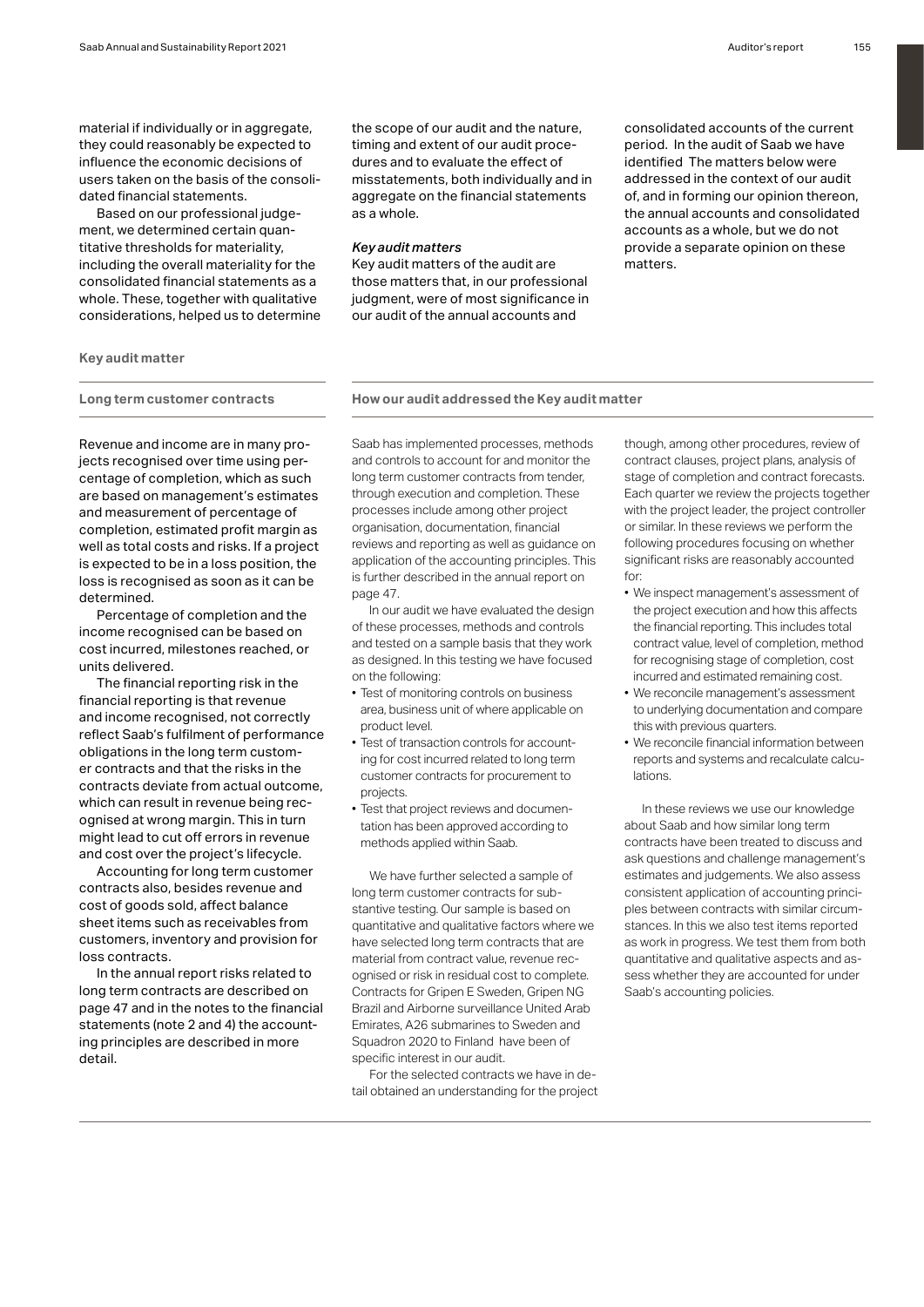material if individually or in aggregate, they could reasonably be expected to influence the economic decisions of users taken on the basis of the consolidated financial statements.

Based on our professional judgement, we determined certain quantitative thresholds for materiality, including the overall materiality for the consolidated financial statements as a whole. These, together with qualitative considerations, helped us to determine the scope of our audit and the nature, timing and extent of our audit procedures and to evaluate the effect of misstatements, both individually and in aggregate on the financial statements as a whole.

### *Key audit matters*

Key audit matters of the audit are those matters that, in our professional judgment, were of most significance in our audit of the annual accounts and consolidated accounts of the current period. In the audit of Saab we have identified The matters below were addressed in the context of our audit of, and in forming our opinion thereon, the annual accounts and consolidated accounts as a whole, but we do not provide a separate opinion on these matters.

**Key audit matter**

**Long term customer contracts**

Revenue and income are in many projects recognised over time using percentage of completion, which as such are based on management's estimates and measurement of percentage of completion, estimated profit margin as well as total costs and risks. If a project is expected to be in a loss position, the loss is recognised as soon as it can be determined.

Percentage of completion and the income recognised can be based on cost incurred, milestones reached, or units delivered.

The financial reporting risk in the financial reporting is that revenue and income recognised, not correctly reflect Saab's fulfilment of performance obligations in the long term customer contracts and that the risks in the contracts deviate from actual outcome, which can result in revenue being recognised at wrong margin. This in turn might lead to cut off errors in revenue and cost over the project's lifecycle.

Accounting for long term customer contracts also, besides revenue and cost of goods sold, affect balance sheet items such as receivables from customers, inventory and provision for loss contracts.

In the annual report risks related to long term contracts are described on page 47 and in the notes to the financial statements (note 2 and 4) the accounting principles are described in more detail.

**How our audit addressed the Key audit matter**

Saab has implemented processes, methods and controls to account for and monitor the long term customer contracts from tender, through execution and completion. These processes include among other project organisation, documentation, financial reviews and reporting as well as guidance on application of the accounting principles. This is further described in the annual report on page 47.

In our audit we have evaluated the design of these processes, methods and controls and tested on a sample basis that they work as designed. In this testing we have focused on the following:

- Test of monitoring controls on business area, business unit of where applicable on product level.
- Test of transaction controls for accounting for cost incurred related to long term customer contracts for procurement to projects.
- Test that project reviews and documentation has been approved according to methods applied within Saab.

We have further selected a sample of long term customer contracts for substantive testing. Our sample is based on quantitative and qualitative factors where we have selected long term contracts that are material from contract value, revenue recognised or risk in residual cost to complete. Contracts for Gripen E Sweden, Gripen NG Brazil and Airborne surveillance United Arab Emirates, A26 submarines to Sweden and Squadron 2020 to Finland have been of specific interest in our audit.

For the selected contracts we have in detail obtained an understanding for the project though, among other procedures, review of contract clauses, project plans, analysis of stage of completion and contract forecasts. Each quarter we review the projects together with the project leader, the project controller or similar. In these reviews we perform the following procedures focusing on whether significant risks are reasonably accounted for:

- We inspect management's assessment of the project execution and how this affects the financial reporting. This includes total contract value, level of completion, method for recognising stage of completion, cost incurred and estimated remaining cost.
- We reconcile management's assessment to underlying documentation and compare this with previous quarters.
- We reconcile financial information between reports and systems and recalculate calculations.

In these reviews we use our knowledge about Saab and how similar long term contracts have been treated to discuss and ask questions and challenge management's estimates and judgements. We also assess consistent application of accounting principles between contracts with similar circumstances. In this we also test items reported as work in progress. We test them from both quantitative and qualitative aspects and assess whether they are accounted for under Saab's accounting policies.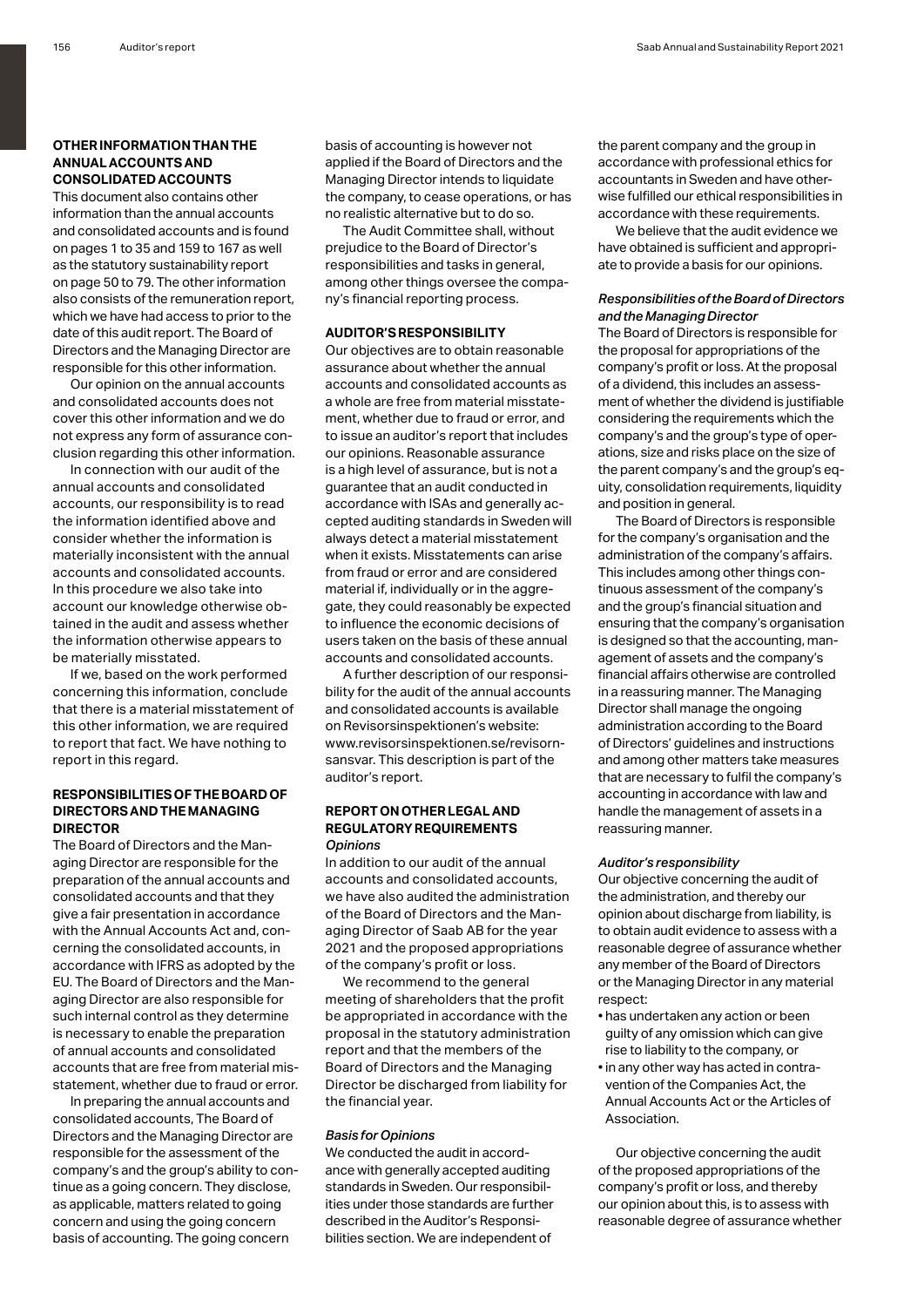## OTHER INFORMATION THAN THE ANNUAL ACCOUNTS AND CONSOLIDATED ACCOUNTS

This document also contains other information than the annual accounts and consolidated accounts and is found on pages 1 to 35 and 159 to 167 as well as the statutory sustainability report on page 50 to 79. The other information also consists of the remuneration report, which we have had access to prior to the date of this audit report. The Board of Directors and the Managing Director are responsible for this other information.

Our opinion on the annual accounts and consolidated accounts does not cover this other information and we do not express any form of assurance conclusion regarding this other information.

In connection with our audit of the annual accounts and consolidated accounts, our responsibility is to read the information identified above and consider whether the information is materially inconsistent with the annual accounts and consolidated accounts. In this procedure we also take into account our knowledge otherwise obtained in the audit and assess whether the information otherwise appears to be materially misstated.

If we, based on the work performed concerning this information, conclude that there is a material misstatement of this other information, we are required to report that fact. We have nothing to report in this regard.

## RESPONSIBILITIES OF THE BOARD OF DIRECTORS AND THE MANAGING DIRECTOR

The Board of Directors and the Managing Director are responsible for the preparation of the annual accounts and consolidated accounts and that they give a fair presentation in accordance with the Annual Accounts Act and, concerning the consolidated accounts, in accordance with IFRS as adopted by the EU. The Board of Directors and the Managing Director are also responsible for such internal control as they determine is necessary to enable the preparation of annual accounts and consolidated accounts that are free from material misstatement, whether due to fraud or error.

In preparing the annual accounts and consolidated accounts, The Board of Directors and the Managing Director are responsible for the assessment of the company's and the group's ability to continue as a going concern. They disclose, as applicable, matters related to going concern and using the going concern basis of accounting. The going concern basis of accounting is however not applied if the Board of Directors and the Managing Director intends to liquidate the company, to cease operations, or has no realistic alternative but to do so.

The Audit Committee shall, without prejudice to the Board of Director's responsibilities and tasks in general, among other things oversee the company's financial reporting process.

## AUDITOR'S RESPONSIBILITY

Our objectives are to obtain reasonable assurance about whether the annual accounts and consolidated accounts as a whole are free from material misstatement, whether due to fraud or error, and to issue an auditor's report that includes our opinions. Reasonable assurance is a high level of assurance, but is not a guarantee that an audit conducted in accordance with ISAs and generally accepted auditing standards in Sweden will always detect a material misstatement when it exists. Misstatements can arise from fraud or error and are considered material if, individually or in the aggregate, they could reasonably be expected to influence the economic decisions of users taken on the basis of these annual accounts and consolidated accounts.

A further description of our responsibility for the audit of the annual accounts and consolidated accounts is available on Revisorsinspektionen's website: www.revisorsinspektionen.se/revisornsansvar. This description is part of the auditor's report.

## REPORT ON OTHER LEGAL AND REGULATORY REQUIREMENTS

### *Opinions*

In addition to our audit of the annual accounts and consolidated accounts, we have also audited the administration of the Board of Directors and the Managing Director of Saab AB for the year 2021 and the proposed appropriations of the company's profit or loss.

We recommend to the general meeting of shareholders that the profit be appropriated in accordance with the proposal in the statutory administration report and that the members of the Board of Directors and the Managing Director be discharged from liability for the financial year.

### *Basis for Opinions*

We conducted the audit in accordance with generally accepted auditing standards in Sweden. Our responsibilities under those standards are further described in the Auditor's Responsibilities section. We are independent of the parent company and the group in accordance with professional ethics for accountants in Sweden and have otherwise fulfilled our ethical responsibilities in accordance with these requirements.

We believe that the audit evidence we have obtained is sufficient and appropriate to provide a basis for our opinions.

### *Responsibilities of the Board of Directors and the Managing Director*

The Board of Directors is responsible for the proposal for appropriations of the company's profit or loss. At the proposal of a dividend, this includes an assessment of whether the dividend is justifiable considering the requirements which the company's and the group's type of operations, size and risks place on the size of the parent company's and the group's equity, consolidation requirements, liquidity and position in general.

The Board of Directors is responsible for the company's organisation and the administration of the company's affairs. This includes among other things continuous assessment of the company's and the group's financial situation and ensuring that the company's organisation is designed so that the accounting, management of assets and the company's financial affairs otherwise are controlled in a reassuring manner. The Managing Director shall manage the ongoing administration according to the Board of Directors' guidelines and instructions and among other matters take measures that are necessary to fulfil the company's accounting in accordance with law and handle the management of assets in a reassuring manner.

### *Auditor's responsibility*

Our objective concerning the audit of the administration, and thereby our opinion about discharge from liability, is to obtain audit evidence to assess with a reasonable degree of assurance whether any member of the Board of Directors or the Managing Director in any material respect:

- has undertaken any action or been guilty of any omission which can give rise to liability to the company, or
- in any other way has acted in contravention of the Companies Act, the Annual Accounts Act or the Articles of Association.

Our objective concerning the audit of the proposed appropriations of the company's profit or loss, and thereby our opinion about this, is to assess with reasonable degree of assurance whether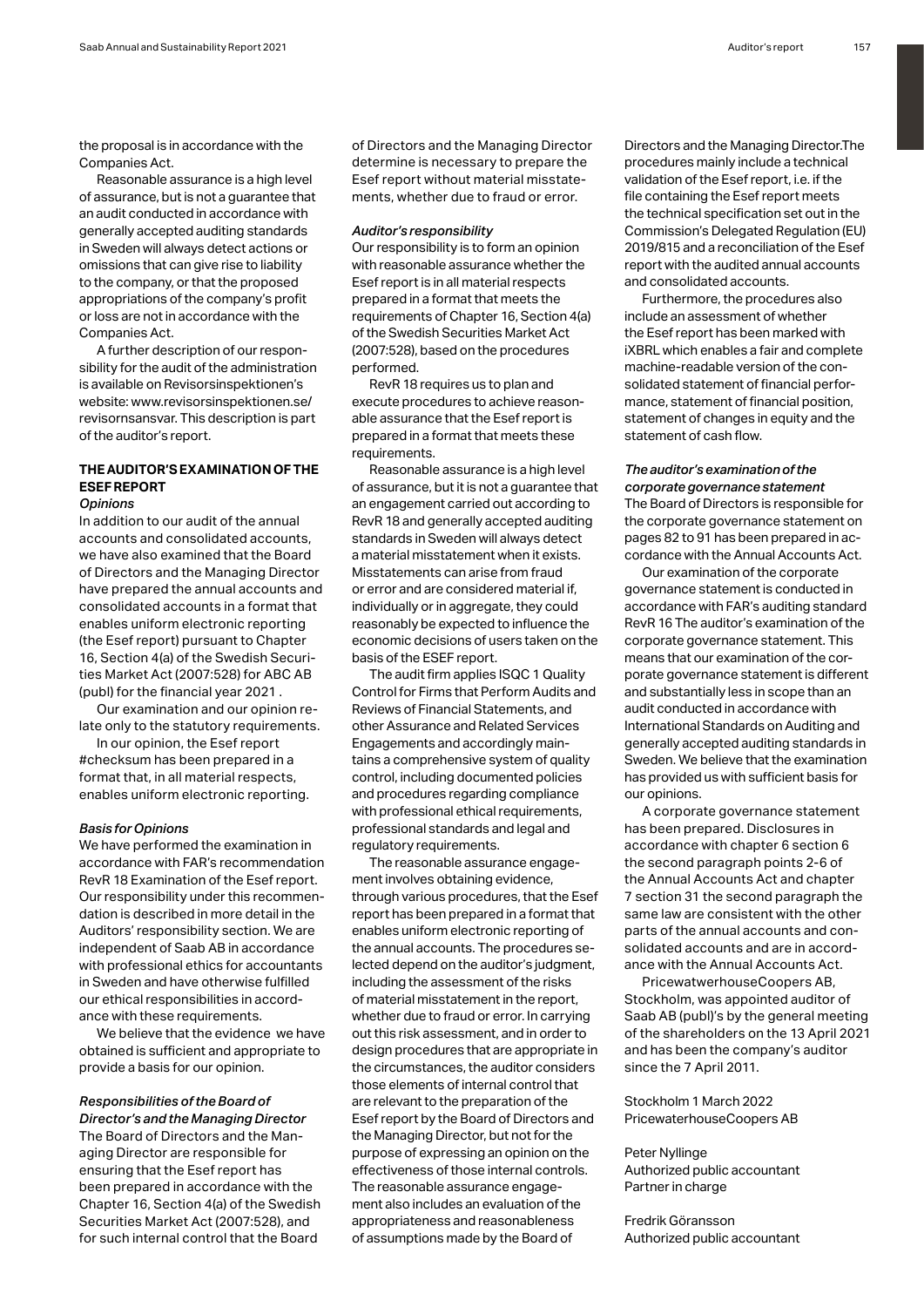the proposal is in accordance with the Companies Act.

Reasonable assurance is a high level of assurance, but is not a guarantee that an audit conducted in accordance with generally accepted auditing standards in Sweden will always detect actions or omissions that can give rise to liability to the company, or that the proposed appropriations of the company's profit or loss are not in accordance with the Companies Act.

A further description of our responsibility for the audit of the administration is available on Revisorsinspektionen's website: www.revisorsinspektionen.se/revisornsansvar. This description is part of the auditor's report.

## THE AUDITOR'S EXAMINATION OF THE ESEF REPORT

### *Opinions*

In addition to our audit of the annual accounts and consolidated accounts, we have also examined that the Board of Directors and the Managing Director have prepared the annual accounts and consolidated accounts in a format that enables uniform electronic reporting (the Esef report) pursuant to Chapter 16, Section 4(a) of the Swedish Securities Market Act (2007:528) for ABC AB (publ) for the financial year 2021 .

Our examination and our opinion relate only to the statutory requirements.

In our opinion, the Esef report #checksum has been prepared in a format that, in all material respects, enables uniform electronic reporting.

### *Basis for Opinions*

We have performed the examination in accordance with FAR's recommendation RevR 18 Examination of the Esef report. Our responsibility under this recommendation is described in more detail in the Auditors' responsibility section. We are independent of Saab AB in accordance with professional ethics for accountants in Sweden and have otherwise fulfilled our ethical responsibilities in accordance with these requirements.

We believe that the evidence we have obtained is sufficient and appropriate to provide a basis for our opinion.

### *Responsibilities of the Board of Director's and the Managing Director*

The Board of Directors and the Managing Director are responsible for ensuring that the Esef report has been prepared in accordance with the Chapter 16, Section 4(a) of the Swedish Securities Market Act (2007:528), and for such internal control that the Board of Directors and the Managing Director determine is necessary to prepare the Esef report without material misstatements, whether due to fraud or error.

### *Auditor's responsibility*

Our responsibility is to form an opinion with reasonable assurance whether the Esef report is in all material respects prepared in a format that meets the requirements of Chapter 16, Section 4(a) of the Swedish Securities Market Act (2007:528), based on the procedures performed.

RevR 18 requires us to plan and execute procedures to achieve reasonable assurance that the Esef report is prepared in a format that meets these requirements.

Reasonable assurance is a high level of assurance, but it is not a guarantee that an engagement carried out according to RevR 18 and generally accepted auditing standards in Sweden will always detect a material misstatement when it exists. Misstatements can arise from fraud or error and are considered material if, individually or in aggregate, they could reasonably be expected to influence the economic decisions of users taken on the basis of the ESEF report.

The audit firm applies ISQC 1 Quality Control for Firms that Perform Audits and Reviews of Financial Statements, and other Assurance and Related Services Engagements and accordingly maintains a comprehensive system of quality control, including documented policies and procedures regarding compliance with professional ethical requirements, professional standards and legal and regulatory requirements.

The reasonable assurance engagement involves obtaining evidence, through various procedures, that the Esef report has been prepared in a format that enables uniform electronic reporting of the annual accounts. The procedures selected depend on the auditor's judgment, including the assessment of the risks of material misstatement in the report, whether due to fraud or error. In carrying out this risk assessment, and in order to design procedures that are appropriate in the circumstances, the auditor considers those elements of internal control that are relevant to the preparation of the Esef report by the Board of Directors and the Managing Director, but not for the purpose of expressing an opinion on the effectiveness of those internal controls. The reasonable assurance engagement also includes an evaluation of the appropriateness and reasonableness of assumptions made by the Board of Directors and the Managing Director.The procedures mainly include a technical validation of the Esef report, i.e. if the file containing the Esef report meets the technical specification set out in the Commission's Delegated Regulation (EU) 2019/815 and a reconciliation of the Esef report with the audited annual accounts and consolidated accounts.

Furthermore, the procedures also include an assessment of whether the Esef report has been marked with iXBRL which enables a fair and complete machine-readable version of the consolidated statement of financial performance, statement of financial position, statement of changes in equity and the statement of cash flow.

### *The auditor's examination of the corporate governance statement*

The Board of Directors is responsible for the corporate governance statement on pages 82 to 91 has been prepared in accordance with the Annual Accounts Act.

Our examination of the corporate governance statement is conducted in accordance with FAR's auditing standard RevR 16 The auditor's examination of the corporate governance statement. This means that our examination of the corporate governance statement is different and substantially less in scope than an audit conducted in accordance with International Standards on Auditing and generally accepted auditing standards in Sweden. We believe that the examination has provided us with sufficient basis for our opinions.

A corporate governance statement has been prepared. Disclosures in accordance with chapter 6 section 6 the second paragraph points 2-6 of the Annual Accounts Act and chapter 7 section 31 the second paragraph the same law are consistent with the other parts of the annual accounts and consolidated accounts and are in accordance with the Annual Accounts Act.

PricewatwerhouseCoopers AB, Stockholm, was appointed auditor of Saab AB (publ)'s by the general meeting of the shareholders on the 13 April 2021 and has been the company's auditor since the 7 April 2011.

Stockholm 1 March 2022
PricewaterhouseCoopers AB

Peter Nyllinge
Authorized public accountant
Partner in charge

Fredrik Göransson
Authorized public accountant